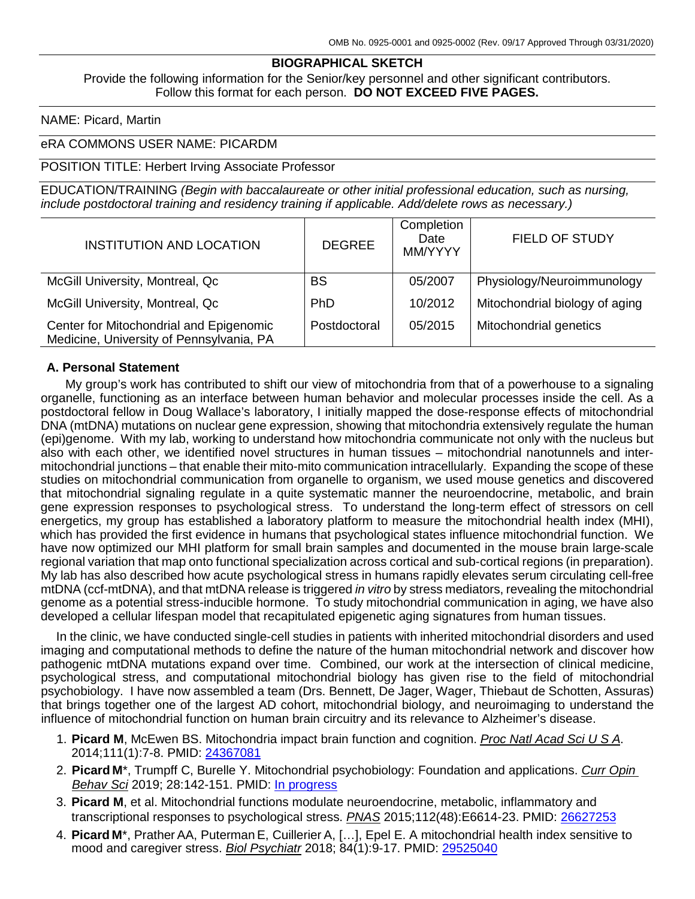OMB No. 0925-0001 and 0925-0002 (Rev. 09/17 Approved Through 03/31/2020)

## BIOGRAPHICAL SKETCH

Provide the following information for the Senior/key personnel and other significant contributors. Follow this format for each person. **DO NOT EXCEED FIVE PAGES.**

NAME: Picard, Martin

eRA COMMONS USER NAME: PICARDM

POSITION TITLE: Herbert Irving Associate Professor

EDUCATION/TRAINING *(Begin with baccalaureate or other initial professional education, such as nursing, include postdoctoral training and residency training if applicable. Add/delete rows as necessary.)*

| INSTITUTION AND LOCATION | DEGREE | Completion Date MM/YYYY | FIELD OF STUDY |
|---|---|---|---|
| McGill University, Montreal, Qc | BS | 05/2007 | Physiology/Neuroimmunology |
| McGill University, Montreal, Qc | PhD | 10/2012 | Mitochondrial biology of aging |
| Center for Mitochondrial and Epigenomic Medicine, University of Pennsylvania, PA | Postdoctoral | 05/2015 | Mitochondrial genetics |

### A. Personal Statement

My group's work has contributed to shift our view of mitochondria from that of a powerhouse to a signaling organelle, functioning as an interface between human behavior and molecular processes inside the cell. As a postdoctoral fellow in Doug Wallace's laboratory, I initially mapped the dose-response effects of mitochondrial DNA (mtDNA) mutations on nuclear gene expression, showing that mitochondria extensively regulate the human (epi)genome. With my lab, working to understand how mitochondria communicate not only with the nucleus but also with each other, we identified novel structures in human tissues – mitochondrial nanotunnels and inter-mitochondrial junctions – that enable their mito-mito communication intracellularly. Expanding the scope of these studies on mitochondrial communication from organelle to organism, we used mouse genetics and discovered that mitochondrial signaling regulate in a quite systematic manner the neuroendocrine, metabolic, and brain gene expression responses to psychological stress. To understand the long-term effect of stressors on cell energetics, my group has established a laboratory platform to measure the mitochondrial health index (MHI), which has provided the first evidence in humans that psychological states influence mitochondrial function. We have now optimized our MHI platform for small brain samples and documented in the mouse brain large-scale regional variation that map onto functional specialization across cortical and sub-cortical regions (in preparation). My lab has also described how acute psychological stress in humans rapidly elevates serum circulating cell-free mtDNA (ccf-mtDNA), and that mtDNA release is triggered *in vitro* by stress mediators, revealing the mitochondrial genome as a potential stress-inducible hormone. To study mitochondrial communication in aging, we have also developed a cellular lifespan model that recapitulated epigenetic aging signatures from human tissues.

In the clinic, we have conducted single-cell studies in patients with inherited mitochondrial disorders and used imaging and computational methods to define the nature of the human mitochondrial network and discover how pathogenic mtDNA mutations expand over time. Combined, our work at the intersection of clinical medicine, psychological stress, and computational mitochondrial biology has given rise to the field of mitochondrial psychobiology. I have now assembled a team (Drs. Bennett, De Jager, Wager, Thiebaut de Schotten, Assuras) that brings together one of the largest AD cohort, mitochondrial biology, and neuroimaging to understand the influence of mitochondrial function on human brain circuitry and its relevance to Alzheimer's disease.

1. **Picard M**, McEwen BS. Mitochondria impact brain function and cognition. *Proc Natl Acad Sci U S A*. 2014;111(1):7-8. PMID: 24367081
2. **Picard M***, Trumpff C, Burelle Y. Mitochondrial psychobiology: Foundation and applications. *Curr Opin Behav Sci* 2019; 28:142-151. PMID: In progress
3. **Picard M**, et al. Mitochondrial functions modulate neuroendocrine, metabolic, inflammatory and transcriptional responses to psychological stress. *PNAS* 2015;112(48):E6614-23. PMID: 26627253
4. **Picard M***, Prather AA, Puterman E, Cuillerier A, […], Epel E. A mitochondrial health index sensitive to mood and caregiver stress. *Biol Psychiatr* 2018; 84(1):9-17. PMID: 29525040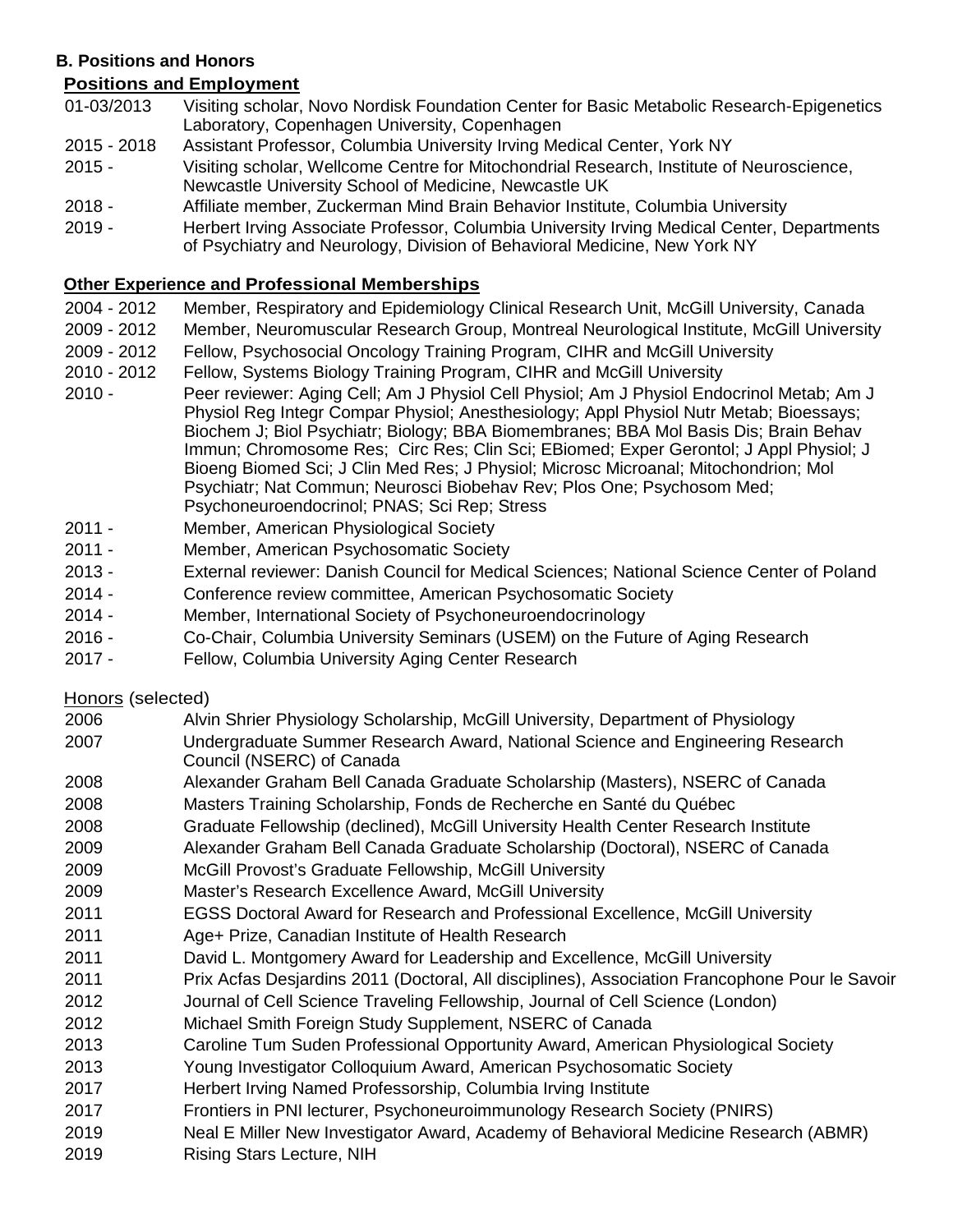### B. Positions and Honors

**Positions and Employment**

| | |
|---|---|
| 01-03/2013 | Visiting scholar, Novo Nordisk Foundation Center for Basic Metabolic Research-Epigenetics Laboratory, Copenhagen University, Copenhagen |
| 2015 - 2018 | Assistant Professor, Columbia University Irving Medical Center, York NY |
| 2015 - | Visiting scholar, Wellcome Centre for Mitochondrial Research, Institute of Neuroscience, Newcastle University School of Medicine, Newcastle UK |
| 2018 - | Affiliate member, Zuckerman Mind Brain Behavior Institute, Columbia University |
| 2019 - | Herbert Irving Associate Professor, Columbia University Irving Medical Center, Departments of Psychiatry and Neurology, Division of Behavioral Medicine, New York NY |

**Other Experience and Professional Memberships**

| | |
|---|---|
| 2004 - 2012 | Member, Respiratory and Epidemiology Clinical Research Unit, McGill University, Canada |
| 2009 - 2012 | Member, Neuromuscular Research Group, Montreal Neurological Institute, McGill University |
| 2009 - 2012 | Fellow, Psychosocial Oncology Training Program, CIHR and McGill University |
| 2010 - 2012 | Fellow, Systems Biology Training Program, CIHR and McGill University |
| 2010 - | Peer reviewer: Aging Cell; Am J Physiol Cell Physiol; Am J Physiol Endocrinol Metab; Am J Physiol Reg Integr Compar Physiol; Anesthesiology; Appl Physiol Nutr Metab; Bioessays; Biochem J; Biol Psychiatr; Biology; BBA Biomembranes; BBA Mol Basis Dis; Brain Behav Immun; Chromosome Res; Circ Res; Clin Sci; EBiomed; Exper Gerontol; J Appl Physiol; J Bioeng Biomed Sci; J Clin Med Res; J Physiol; Microsc Microanal; Mitochondrion; Mol Psychiatr; Nat Commun; Neurosci Biobehav Rev; Plos One; Psychosom Med; Psychoneuroendocrinol; PNAS; Sci Rep; Stress |
| 2011 - | Member, American Physiological Society |
| 2011 - | Member, American Psychosomatic Society |
| 2013 - | External reviewer: Danish Council for Medical Sciences; National Science Center of Poland |
| 2014 - | Conference review committee, American Psychosomatic Society |
| 2014 - | Member, International Society of Psychoneuroendocrinology |
| 2016 - | Co-Chair, Columbia University Seminars (USEM) on the Future of Aging Research |
| 2017 - | Fellow, Columbia University Aging Center Research |

Honors (selected)

| | |
|---|---|
| 2006 | Alvin Shrier Physiology Scholarship, McGill University, Department of Physiology |
| 2007 | Undergraduate Summer Research Award, National Science and Engineering Research Council (NSERC) of Canada |
| 2008 | Alexander Graham Bell Canada Graduate Scholarship (Masters), NSERC of Canada |
| 2008 | Masters Training Scholarship, Fonds de Recherche en Santé du Québec |
| 2008 | Graduate Fellowship (declined), McGill University Health Center Research Institute |
| 2009 | Alexander Graham Bell Canada Graduate Scholarship (Doctoral), NSERC of Canada |
| 2009 | McGill Provost's Graduate Fellowship, McGill University |
| 2009 | Master's Research Excellence Award, McGill University |
| 2011 | EGSS Doctoral Award for Research and Professional Excellence, McGill University |
| 2011 | Age+ Prize, Canadian Institute of Health Research |
| 2011 | David L. Montgomery Award for Leadership and Excellence, McGill University |
| 2011 | Prix Acfas Desjardins 2011 (Doctoral, All disciplines), Association Francophone Pour le Savoir |
| 2012 | Journal of Cell Science Traveling Fellowship, Journal of Cell Science (London) |
| 2012 | Michael Smith Foreign Study Supplement, NSERC of Canada |
| 2013 | Caroline Tum Suden Professional Opportunity Award, American Physiological Society |
| 2013 | Young Investigator Colloquium Award, American Psychosomatic Society |
| 2017 | Herbert Irving Named Professorship, Columbia Irving Institute |
| 2017 | Frontiers in PNI lecturer, Psychoneuroimmunology Research Society (PNIRS) |
| 2019 | Neal E Miller New Investigator Award, Academy of Behavioral Medicine Research (ABMR) |
| 2019 | Rising Stars Lecture, NIH |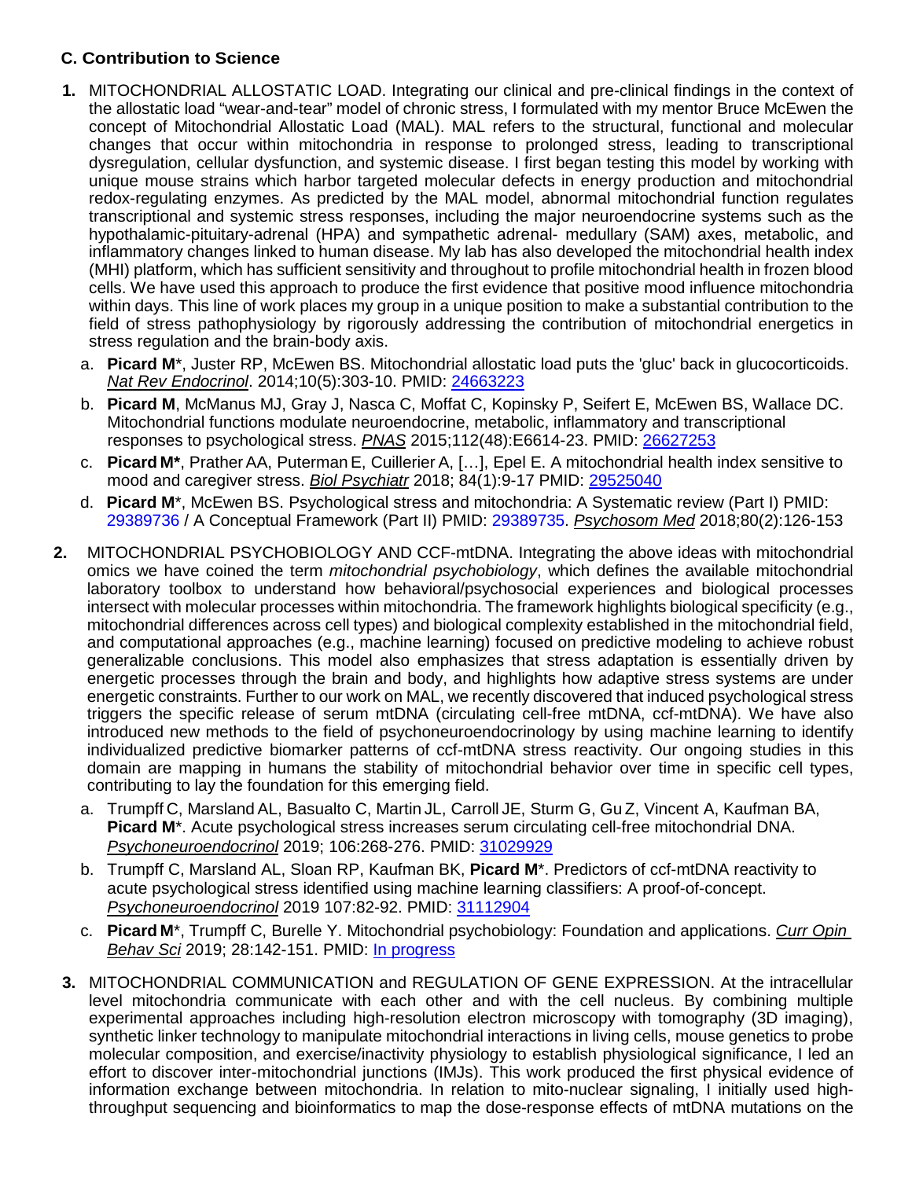## C. Contribution to Science

1. MITOCHONDRIAL ALLOSTATIC LOAD. Integrating our clinical and pre-clinical findings in the context of the allostatic load "wear-and-tear" model of chronic stress, I formulated with my mentor Bruce McEwen the concept of Mitochondrial Allostatic Load (MAL). MAL refers to the structural, functional and molecular changes that occur within mitochondria in response to prolonged stress, leading to transcriptional dysregulation, cellular dysfunction, and systemic disease. I first began testing this model by working with unique mouse strains which harbor targeted molecular defects in energy production and mitochondrial redox-regulating enzymes. As predicted by the MAL model, abnormal mitochondrial function regulates transcriptional and systemic stress responses, including the major neuroendocrine systems such as the hypothalamic-pituitary-adrenal (HPA) and sympathetic adrenal- medullary (SAM) axes, metabolic, and inflammatory changes linked to human disease. My lab has also developed the mitochondrial health index (MHI) platform, which has sufficient sensitivity and throughout to profile mitochondrial health in frozen blood cells. We have used this approach to produce the first evidence that positive mood influence mitochondria within days. This line of work places my group in a unique position to make a substantial contribution to the field of stress pathophysiology by rigorously addressing the contribution of mitochondrial energetics in stress regulation and the brain-body axis.
   a. **Picard M**\*, Juster RP, McEwen BS. Mitochondrial allostatic load puts the 'gluc' back in glucocorticoids. *Nat Rev Endocrinol*. 2014;10(5):303-10. PMID: 24663223
   b. **Picard M**, McManus MJ, Gray J, Nasca C, Moffat C, Kopinsky P, Seifert E, McEwen BS, Wallace DC. Mitochondrial functions modulate neuroendocrine, metabolic, inflammatory and transcriptional responses to psychological stress. *PNAS* 2015;112(48):E6614-23. PMID: 26627253
   c. **Picard M\***, Prather AA, Puterman E, Cuillerier A, […], Epel E. A mitochondrial health index sensitive to mood and caregiver stress. *Biol Psychiatr* 2018; 84(1):9-17 PMID: 29525040
   d. **Picard M**\*, McEwen BS. Psychological stress and mitochondria: A Systematic review (Part I) PMID: 29389736 / A Conceptual Framework (Part II) PMID: 29389735. *Psychosom Med* 2018;80(2):126-153

2. MITOCHONDRIAL PSYCHOBIOLOGY AND CCF-mtDNA. Integrating the above ideas with mitochondrial omics we have coined the term *mitochondrial psychobiology*, which defines the available mitochondrial laboratory toolbox to understand how behavioral/psychosocial experiences and biological processes intersect with molecular processes within mitochondria. The framework highlights biological specificity (e.g., mitochondrial differences across cell types) and biological complexity established in the mitochondrial field, and computational approaches (e.g., machine learning) focused on predictive modeling to achieve robust generalizable conclusions. This model also emphasizes that stress adaptation is essentially driven by energetic processes through the brain and body, and highlights how adaptive stress systems are under energetic constraints. Further to our work on MAL, we recently discovered that induced psychological stress triggers the specific release of serum mtDNA (circulating cell-free mtDNA, ccf-mtDNA). We have also introduced new methods to the field of psychoneuroendocrinology by using machine learning to identify individualized predictive biomarker patterns of ccf-mtDNA stress reactivity. Our ongoing studies in this domain are mapping in humans the stability of mitochondrial behavior over time in specific cell types, contributing to lay the foundation for this emerging field.
   a. Trumpff C, Marsland AL, Basualto C, Martin JL, Carroll JE, Sturm G, Gu Z, Vincent A, Kaufman BA, **Picard M**\*. Acute psychological stress increases serum circulating cell-free mitochondrial DNA. *Psychoneuroendocrinol* 2019; 106:268-276. PMID: 31029929
   b. Trumpff C, Marsland AL, Sloan RP, Kaufman BK, **Picard M**\*. Predictors of ccf-mtDNA reactivity to acute psychological stress identified using machine learning classifiers: A proof-of-concept. *Psychoneuroendocrinol* 2019 107:82-92. PMID: 31112904
   c. **Picard M**\*, Trumpff C, Burelle Y. Mitochondrial psychobiology: Foundation and applications. *Curr Opin Behav Sci* 2019; 28:142-151. PMID: In progress

3. MITOCHONDRIAL COMMUNICATION and REGULATION OF GENE EXPRESSION. At the intracellular level mitochondria communicate with each other and with the cell nucleus. By combining multiple experimental approaches including high-resolution electron microscopy with tomography (3D imaging), synthetic linker technology to manipulate mitochondrial interactions in living cells, mouse genetics to probe molecular composition, and exercise/inactivity physiology to establish physiological significance, I led an effort to discover inter-mitochondrial junctions (IMJs). This work produced the first physical evidence of information exchange between mitochondria. In relation to mito-nuclear signaling, I initially used high-throughput sequencing and bioinformatics to map the dose-response effects of mtDNA mutations on the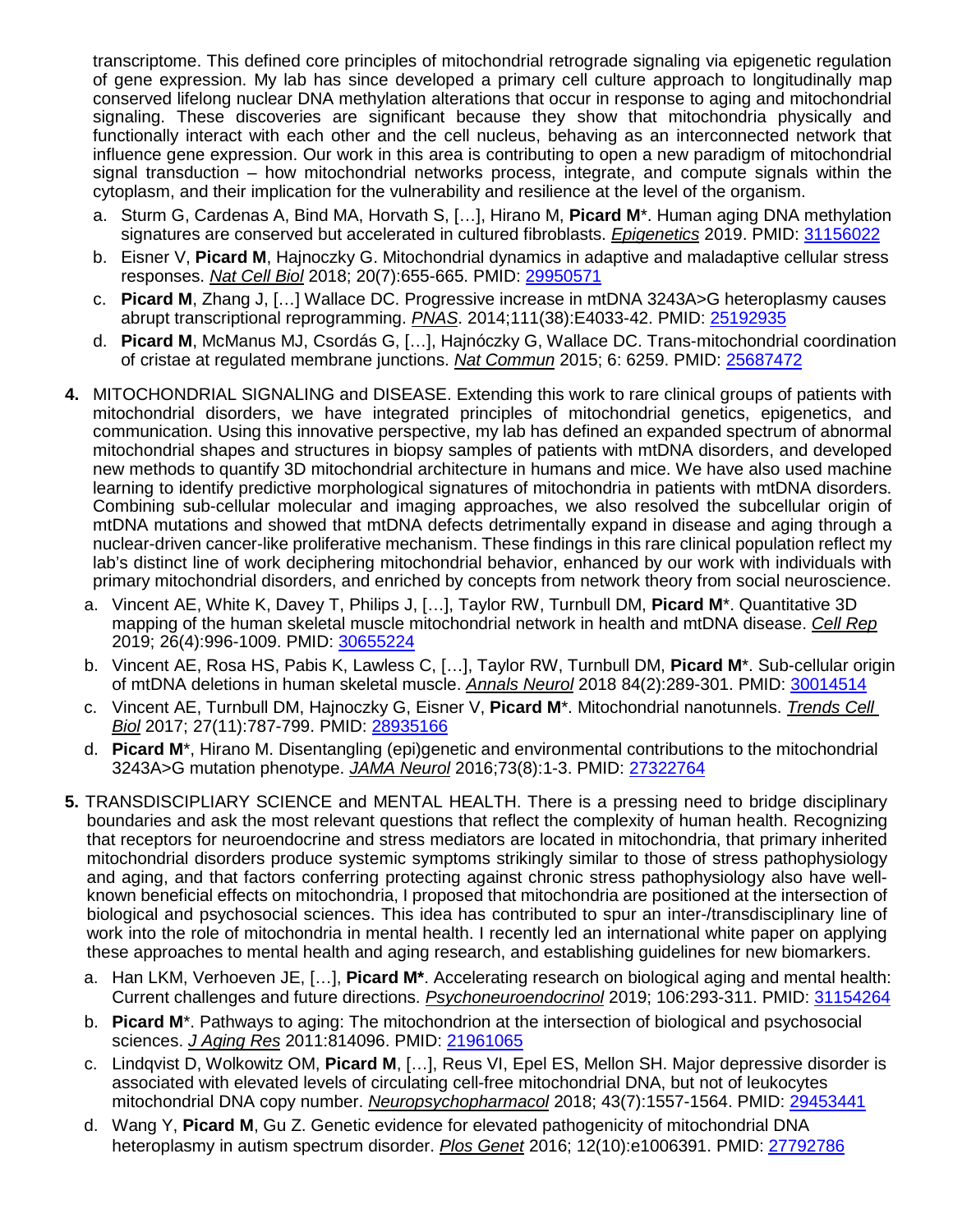transcriptome. This defined core principles of mitochondrial retrograde signaling via epigenetic regulation of gene expression. My lab has since developed a primary cell culture approach to longitudinally map conserved lifelong nuclear DNA methylation alterations that occur in response to aging and mitochondrial signaling. These discoveries are significant because they show that mitochondria physically and functionally interact with each other and the cell nucleus, behaving as an interconnected network that influence gene expression. Our work in this area is contributing to open a new paradigm of mitochondrial signal transduction – how mitochondrial networks process, integrate, and compute signals within the cytoplasm, and their implication for the vulnerability and resilience at the level of the organism.

a. Sturm G, Cardenas A, Bind MA, Horvath S, […], Hirano M, **Picard M***. Human aging DNA methylation signatures are conserved but accelerated in cultured fibroblasts. *Epigenetics* 2019. PMID: 31156022
b. Eisner V, **Picard M**, Hajnoczky G. Mitochondrial dynamics in adaptive and maladaptive cellular stress responses. *Nat Cell Biol* 2018; 20(7):655-665. PMID: 29950571
c. **Picard M**, Zhang J, […] Wallace DC. Progressive increase in mtDNA 3243A>G heteroplasmy causes abrupt transcriptional reprogramming. *PNAS*. 2014;111(38):E4033-42. PMID: 25192935
d. **Picard M**, McManus MJ, Csordás G, […], Hajnóczky G, Wallace DC. Trans-mitochondrial coordination of cristae at regulated membrane junctions. *Nat Commun* 2015; 6: 6259. PMID: 25687472

**4.** MITOCHONDRIAL SIGNALING and DISEASE. Extending this work to rare clinical groups of patients with mitochondrial disorders, we have integrated principles of mitochondrial genetics, epigenetics, and communication. Using this innovative perspective, my lab has defined an expanded spectrum of abnormal mitochondrial shapes and structures in biopsy samples of patients with mtDNA disorders, and developed new methods to quantify 3D mitochondrial architecture in humans and mice. We have also used machine learning to identify predictive morphological signatures of mitochondria in patients with mtDNA disorders. Combining sub-cellular molecular and imaging approaches, we also resolved the subcellular origin of mtDNA mutations and showed that mtDNA defects detrimentally expand in disease and aging through a nuclear-driven cancer-like proliferative mechanism. These findings in this rare clinical population reflect my lab's distinct line of work deciphering mitochondrial behavior, enhanced by our work with individuals with primary mitochondrial disorders, and enriched by concepts from network theory from social neuroscience.

a. Vincent AE, White K, Davey T, Philips J, […], Taylor RW, Turnbull DM, **Picard M***. Quantitative 3D mapping of the human skeletal muscle mitochondrial network in health and mtDNA disease. *Cell Rep* 2019; 26(4):996-1009. PMID: 30655224
b. Vincent AE, Rosa HS, Pabis K, Lawless C, […], Taylor RW, Turnbull DM, **Picard M***. Sub-cellular origin of mtDNA deletions in human skeletal muscle. *Annals Neurol* 2018 84(2):289-301. PMID: 30014514
c. Vincent AE, Turnbull DM, Hajnoczky G, Eisner V, **Picard M***. Mitochondrial nanotunnels. *Trends Cell Biol* 2017; 27(11):787-799. PMID: 28935166
d. **Picard M***, Hirano M. Disentangling (epi)genetic and environmental contributions to the mitochondrial 3243A>G mutation phenotype. *JAMA Neurol* 2016;73(8):1-3. PMID: 27322764

**5.** TRANSDISCIPLIARY SCIENCE and MENTAL HEALTH. There is a pressing need to bridge disciplinary boundaries and ask the most relevant questions that reflect the complexity of human health. Recognizing that receptors for neuroendocrine and stress mediators are located in mitochondria, that primary inherited mitochondrial disorders produce systemic symptoms strikingly similar to those of stress pathophysiology and aging, and that factors conferring protecting against chronic stress pathophysiology also have well-known beneficial effects on mitochondria, I proposed that mitochondria are positioned at the intersection of biological and psychosocial sciences. This idea has contributed to spur an inter-/transdisciplinary line of work into the role of mitochondria in mental health. I recently led an international white paper on applying these approaches to mental health and aging research, and establishing guidelines for new biomarkers.

a. Han LKM, Verhoeven JE, […], **Picard M***. Accelerating research on biological aging and mental health: Current challenges and future directions. *Psychoneuroendocrinol* 2019; 106:293-311. PMID: 31154264
b. **Picard M***. Pathways to aging: The mitochondrion at the intersection of biological and psychosocial sciences. *J Aging Res* 2011:814096. PMID: 21961065
c. Lindqvist D, Wolkowitz OM, **Picard M**, […], Reus VI, Epel ES, Mellon SH. Major depressive disorder is associated with elevated levels of circulating cell-free mitochondrial DNA, but not of leukocytes mitochondrial DNA copy number. *Neuropsychopharmacol* 2018; 43(7):1557-1564. PMID: 29453441
d. Wang Y, **Picard M**, Gu Z. Genetic evidence for elevated pathogenicity of mitochondrial DNA heteroplasmy in autism spectrum disorder. *Plos Genet* 2016; 12(10):e1006391. PMID: 27792786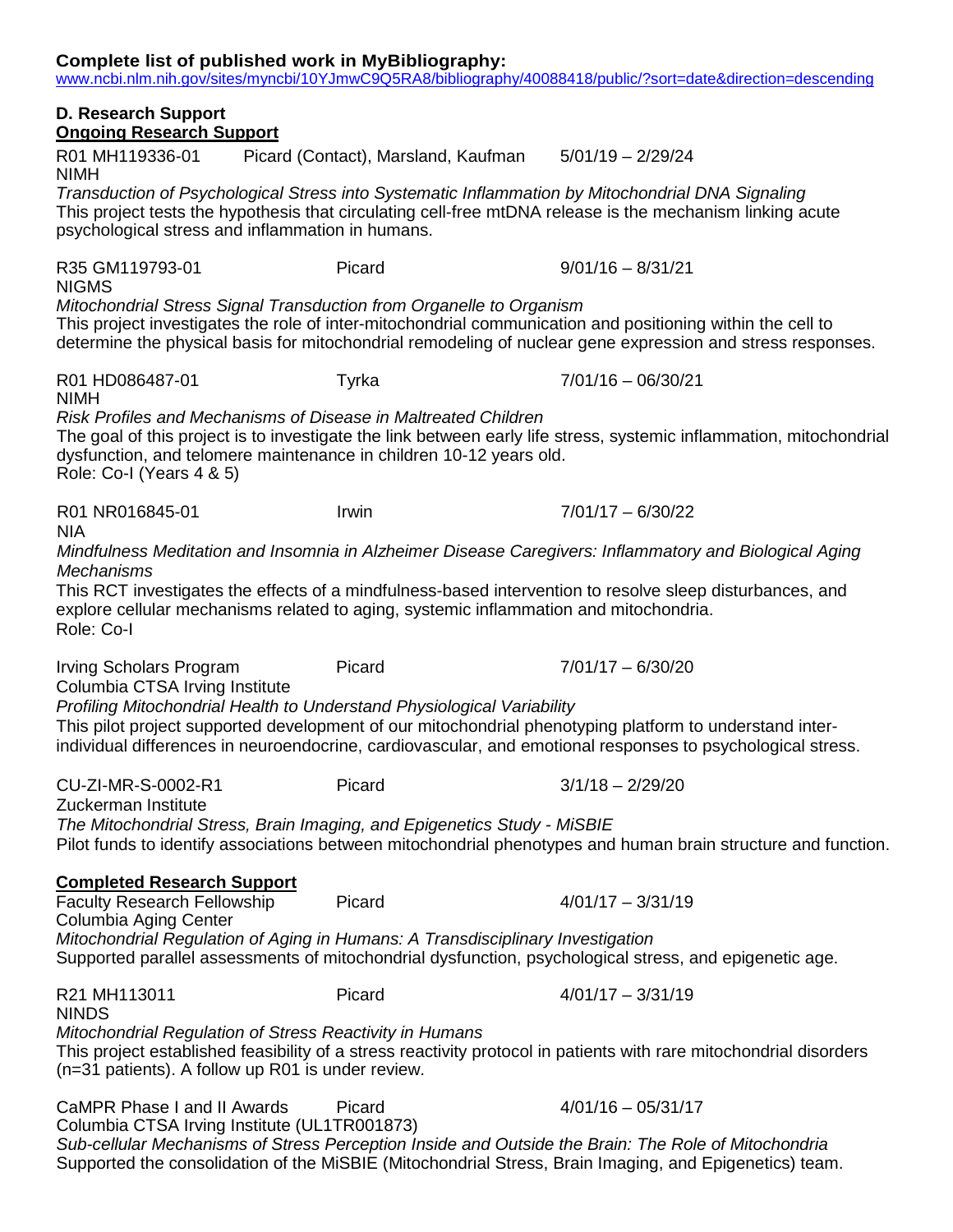**Complete list of published work in MyBibliography:**
[www.ncbi.nlm.nih.gov/sites/myncbi/10YJmwC9Q5RA8/bibliography/40088418/public/?sort=date&direction=descending](www.ncbi.nlm.nih.gov/sites/myncbi/10YJmwC9Q5RA8/bibliography/40088418/public/?sort=date&direction=descending)

**D. Research Support**

**<u>Ongoing Research Support</u>**

R01 MH119336-01 Picard (Contact), Marsland, Kaufman 5/01/19 – 2/29/24
NIMH
*Transduction of Psychological Stress into Systematic Inflammation by Mitochondrial DNA Signaling*
This project tests the hypothesis that circulating cell-free mtDNA release is the mechanism linking acute psychological stress and inflammation in humans.

R35 GM119793-01 Picard 9/01/16 – 8/31/21
NIGMS
*Mitochondrial Stress Signal Transduction from Organelle to Organism*
This project investigates the role of inter-mitochondrial communication and positioning within the cell to determine the physical basis for mitochondrial remodeling of nuclear gene expression and stress responses.

R01 HD086487-01 Tyrka 7/01/16 – 06/30/21
NIMH
*Risk Profiles and Mechanisms of Disease in Maltreated Children*
The goal of this project is to investigate the link between early life stress, systemic inflammation, mitochondrial dysfunction, and telomere maintenance in children 10-12 years old.
Role: Co-I (Years 4 & 5)

R01 NR016845-01 Irwin 7/01/17 – 6/30/22
NIA
*Mindfulness Meditation and Insomnia in Alzheimer Disease Caregivers: Inflammatory and Biological Aging Mechanisms*
This RCT investigates the effects of a mindfulness-based intervention to resolve sleep disturbances, and explore cellular mechanisms related to aging, systemic inflammation and mitochondria.
Role: Co-I

Irving Scholars Program Picard 7/01/17 – 6/30/20
Columbia CTSA Irving Institute
*Profiling Mitochondrial Health to Understand Physiological Variability*
This pilot project supported development of our mitochondrial phenotyping platform to understand inter-individual differences in neuroendocrine, cardiovascular, and emotional responses to psychological stress.

CU-ZI-MR-S-0002-R1 Picard 3/1/18 – 2/29/20
Zuckerman Institute
*The Mitochondrial Stress, Brain Imaging, and Epigenetics Study - MiSBIE*
Pilot funds to identify associations between mitochondrial phenotypes and human brain structure and function.

**<u>Completed Research Support</u>**

Faculty Research Fellowship Picard 4/01/17 – 3/31/19
Columbia Aging Center
*Mitochondrial Regulation of Aging in Humans: A Transdisciplinary Investigation*
Supported parallel assessments of mitochondrial dysfunction, psychological stress, and epigenetic age.

R21 MH113011 Picard 4/01/17 – 3/31/19
NINDS
*Mitochondrial Regulation of Stress Reactivity in Humans*
This project established feasibility of a stress reactivity protocol in patients with rare mitochondrial disorders (n=31 patients). A follow up R01 is under review.

CaMPR Phase I and II Awards Picard 4/01/16 – 05/31/17
Columbia CTSA Irving Institute (UL1TR001873)
*Sub-cellular Mechanisms of Stress Perception Inside and Outside the Brain: The Role of Mitochondria*
Supported the consolidation of the MiSBIE (Mitochondrial Stress, Brain Imaging, and Epigenetics) team.